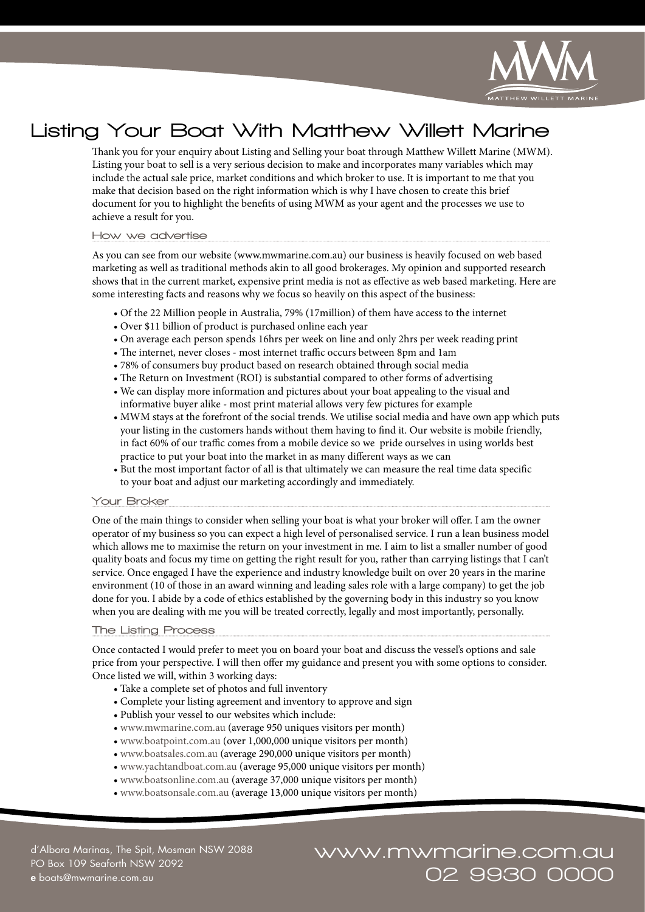# Listing Your Boat With Matthew Willett Marine

Thank you for your enquiry about Listing and Selling your boat through Matthew Willett Marine (MWM). Listing your boat to sell is a very serious decision to make and incorporates many variables which may include the actual sale price, market conditions and which broker to use. It is important to me that you make that decision based on the right information which is why I have chosen to create this brief document for you to highlight the benefits of using MWM as your agent and the processes we use to achieve a result for you.

## How we advertise

As you can see from our website (www.mwmarine.com.au) our business is heavily focused on web based marketing as well as traditional methods akin to all good brokerages. My opinion and supported research shows that in the current market, expensive print media is not as effective as web based marketing. Here are some interesting facts and reasons why we focus so heavily on this aspect of the business:

- Of the 22 Million people in Australia, 79% (17million) of them have access to the internet
- Over $11 billion of product is purchased online each year
- On average each person spends 16hrs per week on line and only 2hrs per week reading print
- The internet, never closes - most internet traffic occurs between 8pm and 1am
- 78% of consumers buy product based on research obtained through social media
- The Return on Investment (ROI) is substantial compared to other forms of advertising
- We can display more information and pictures about your boat appealing to the visual and informative buyer alike - most print material allows very few pictures for example
- MWM stays at the forefront of the social trends. We utilise social media and have own app which puts your listing in the customers hands without them having to find it. Our website is mobile friendly, in fact 60% of our traffic comes from a mobile device so we pride ourselves in using worlds best practice to put your boat into the market in as many different ways as we can
- But the most important factor of all is that ultimately we can measure the real time data specific to your boat and adjust our marketing accordingly and immediately.

## Your Broker

One of the main things to consider when selling your boat is what your broker will offer. I am the owner operator of my business so you can expect a high level of personalised service. I run a lean business model which allows me to maximise the return on your investment in me. I aim to list a smaller number of good quality boats and focus my time on getting the right result for you, rather than carrying listings that I can't service. Once engaged I have the experience and industry knowledge built on over 20 years in the marine environment (10 of those in an award winning and leading sales role with a large company) to get the job done for you. I abide by a code of ethics established by the governing body in this industry so you know when you are dealing with me you will be treated correctly, legally and most importantly, personally.

## The Listing Process

Once contacted I would prefer to meet you on board your boat and discuss the vessel's options and sale price from your perspective. I will then offer my guidance and present you with some options to consider. Once listed we will, within 3 working days:

- Take a complete set of photos and full inventory
- Complete your listing agreement and inventory to approve and sign
- Publish your vessel to our websites which include:
- www.mwmarine.com.au (average 950 uniques visitors per month)
- www.boatpoint.com.au (over 1,000,000 unique visitors per month)
- www.boatsales.com.au (average 290,000 unique visitors per month)
- www.yachtandboat.com.au (average 95,000 unique visitors per month)
- www.boatsonline.com.au (average 37,000 unique visitors per month)
- www.boatsonsale.com.au (average 13,000 unique visitors per month)

d'Albora Marinas, The Spit, Mosman NSW 2088
PO Box 109 Seaforth NSW 2092
**e** boats@mwmarine.com.au

www.mwmarine.com.au
02 9930 0000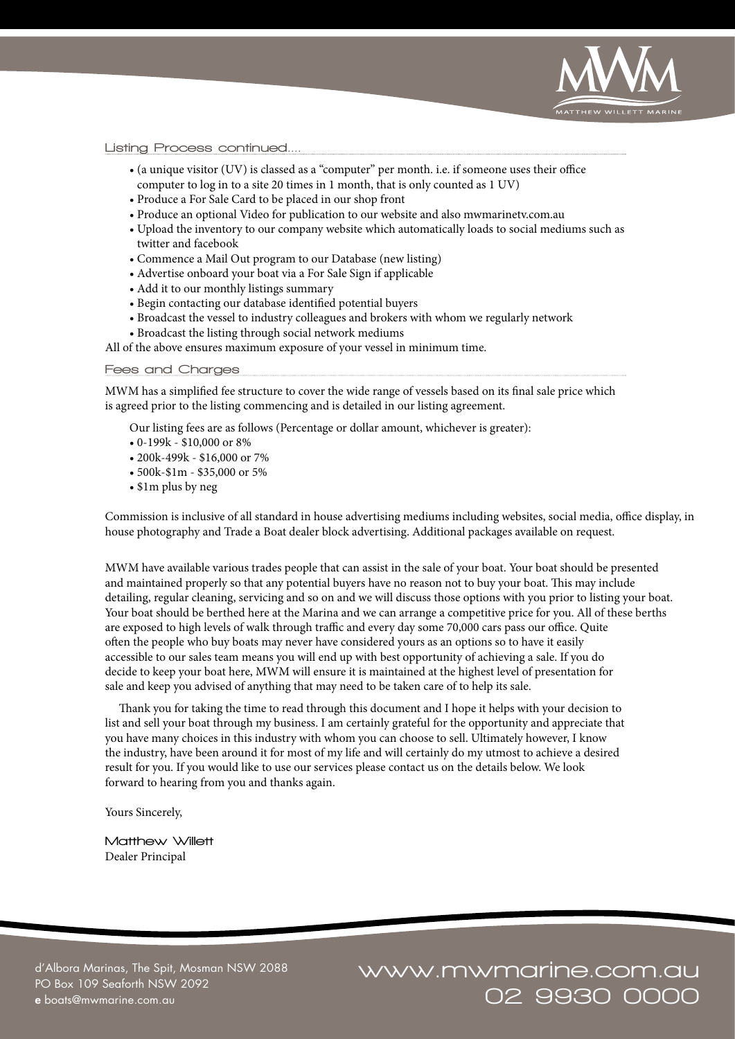## Listing Process continued....

- (a unique visitor (UV) is classed as a "computer" per month. i.e. if someone uses their office computer to log in to a site 20 times in 1 month, that is only counted as 1 UV)
- Produce a For Sale Card to be placed in our shop front
- Produce an optional Video for publication to our website and also mwmarinetv.com.au
- Upload the inventory to our company website which automatically loads to social mediums such as twitter and facebook
- Commence a Mail Out program to our Database (new listing)
- Advertise onboard your boat via a For Sale Sign if applicable
- Add it to our monthly listings summary
- Begin contacting our database identified potential buyers
- Broadcast the vessel to industry colleagues and brokers with whom we regularly network
- Broadcast the listing through social network mediums

All of the above ensures maximum exposure of your vessel in minimum time.

## Fees and Charges

MWM has a simplified fee structure to cover the wide range of vessels based on its final sale price which is agreed prior to the listing commencing and is detailed in our listing agreement.

Our listing fees are as follows (Percentage or dollar amount, whichever is greater):

- 0-199k - $10,000 or 8%
- 200k-499k - $16,000 or 7%
- 500k-$1m - $35,000 or 5%
- $1m plus by neg

Commission is inclusive of all standard in house advertising mediums including websites, social media, office display, in house photography and Trade a Boat dealer block advertising. Additional packages available on request.

MWM have available various trades people that can assist in the sale of your boat. Your boat should be presented and maintained properly so that any potential buyers have no reason not to buy your boat. This may include detailing, regular cleaning, servicing and so on and we will discuss those options with you prior to listing your boat. Your boat should be berthed here at the Marina and we can arrange a competitive price for you. All of these berths are exposed to high levels of walk through traffic and every day some 70,000 cars pass our office. Quite often the people who buy boats may never have considered yours as an options so to have it easily accessible to our sales team means you will end up with best opportunity of achieving a sale. If you do decide to keep your boat here, MWM will ensure it is maintained at the highest level of presentation for sale and keep you advised of anything that may need to be taken care of to help its sale.

Thank you for taking the time to read through this document and I hope it helps with your decision to list and sell your boat through my business. I am certainly grateful for the opportunity and appreciate that you have many choices in this industry with whom you can choose to sell. Ultimately however, I know the industry, have been around it for most of my life and will certainly do my utmost to achieve a desired result for you. If you would like to use our services please contact us on the details below. We look forward to hearing from you and thanks again.

Yours Sincerely,

**Matthew Willett**
Dealer Principal

d'Albora Marinas, The Spit, Mosman NSW 2088
PO Box 109 Seaforth NSW 2092
**e** boats@mwmarine.com.au

www.mwmarine.com.au
02 9930 0000